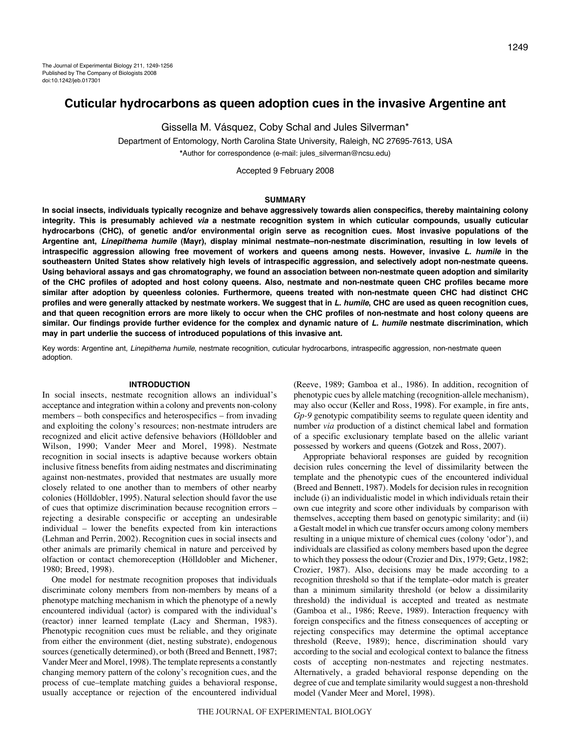# Cuticular hydrocarbons as queen adoption cues in the invasive Argentine ant

Gissella M. Vásquez, Coby Schal and Jules Silverman*

Department of Entomology, North Carolina State University, Raleigh, NC 27695-7613, USA

*Author for correspondence (e-mail: jules_silverman@ncsu.edu)

Accepted 9 February 2008

## SUMMARY

**In social insects, individuals typically recognize and behave aggressively towards alien conspecifics, thereby maintaining colony integrity. This is presumably achieved *via* a nestmate recognition system in which cuticular compounds, usually cuticular hydrocarbons (CHC), of genetic and/or environmental origin serve as recognition cues. Most invasive populations of the Argentine ant, *Linepithema humile* (Mayr), display minimal nestmate–non-nestmate discrimination, resulting in low levels of intraspecific aggression allowing free movement of workers and queens among nests. However, invasive *L. humile* in the southeastern United States show relatively high levels of intraspecific aggression, and selectively adopt non-nestmate queens. Using behavioral assays and gas chromatography, we found an association between non-nestmate queen adoption and similarity of the CHC profiles of adopted and host colony queens. Also, nestmate and non-nestmate queen CHC profiles became more similar after adoption by queenless colonies. Furthermore, queens treated with non-nestmate queen CHC had distinct CHC profiles and were generally attacked by nestmate workers. We suggest that in *L. humile*, CHC are used as queen recognition cues, and that queen recognition errors are more likely to occur when the CHC profiles of non-nestmate and host colony queens are similar. Our findings provide further evidence for the complex and dynamic nature of *L. humile* nestmate discrimination, which may in part underlie the success of introduced populations of this invasive ant.**

Key words: Argentine ant, *Linepithema humile*, nestmate recognition, cuticular hydrocarbons, intraspecific aggression, non-nestmate queen adoption.

## INTRODUCTION

In social insects, nestmate recognition allows an individual's acceptance and integration within a colony and prevents non-colony members – both conspecifics and heterospecifics – from invading and exploiting the colony's resources; non-nestmate intruders are recognized and elicit active defensive behaviors (Hölldobler and Wilson, 1990; Vander Meer and Morel, 1998). Nestmate recognition in social insects is adaptive because workers obtain inclusive fitness benefits from aiding nestmates and discriminating against non-nestmates, provided that nestmates are usually more closely related to one another than to members of other nearby colonies (Hölldobler, 1995). Natural selection should favor the use of cues that optimize discrimination because recognition errors – rejecting a desirable conspecific or accepting an undesirable individual – lower the benefits expected from kin interactions (Lehman and Perrin, 2002). Recognition cues in social insects and other animals are primarily chemical in nature and perceived by olfaction or contact chemoreception (Hölldobler and Michener, 1980; Breed, 1998).

One model for nestmate recognition proposes that individuals discriminate colony members from non-members by means of a phenotype matching mechanism in which the phenotype of a newly encountered individual (actor) is compared with the individual's (reactor) inner learned template (Lacy and Sherman, 1983). Phenotypic recognition cues must be reliable, and they originate from either the environment (diet, nesting substrate), endogenous sources (genetically determined), or both (Breed and Bennett, 1987; Vander Meer and Morel, 1998). The template represents a constantly changing memory pattern of the colony's recognition cues, and the process of cue–template matching guides a behavioral response, usually acceptance or rejection of the encountered individual (Reeve, 1989; Gamboa et al., 1986). In addition, recognition of phenotypic cues by allele matching (recognition-allele mechanism), may also occur (Keller and Ross, 1998). For example, in fire ants, *Gp-9* genotypic compatibility seems to regulate queen identity and number *via* production of a distinct chemical label and formation of a specific exclusionary template based on the allelic variant possessed by workers and queens (Gotzek and Ross, 2007).

Appropriate behavioral responses are guided by recognition decision rules concerning the level of dissimilarity between the template and the phenotypic cues of the encountered individual (Breed and Bennett, 1987). Models for decision rules in recognition include (i) an individualistic model in which individuals retain their own cue integrity and score other individuals by comparison with themselves, accepting them based on genotypic similarity; and (ii) a Gestalt model in which cue transfer occurs among colony members resulting in a unique mixture of chemical cues (colony 'odor'), and individuals are classified as colony members based upon the degree to which they possess the odour (Crozier and Dix, 1979; Getz, 1982; Crozier, 1987). Also, decisions may be made according to a recognition threshold so that if the template–odor match is greater than a minimum similarity threshold (or below a dissimilarity threshold) the individual is accepted and treated as nestmate (Gamboa et al., 1986; Reeve, 1989). Interaction frequency with foreign conspecifics and the fitness consequences of accepting or rejecting conspecifics may determine the optimal acceptance threshold (Reeve, 1989); hence, discrimination should vary according to the social and ecological context to balance the fitness costs of accepting non-nestmates and rejecting nestmates. Alternatively, a graded behavioral response depending on the degree of cue and template similarity would suggest a non-threshold model (Vander Meer and Morel, 1998).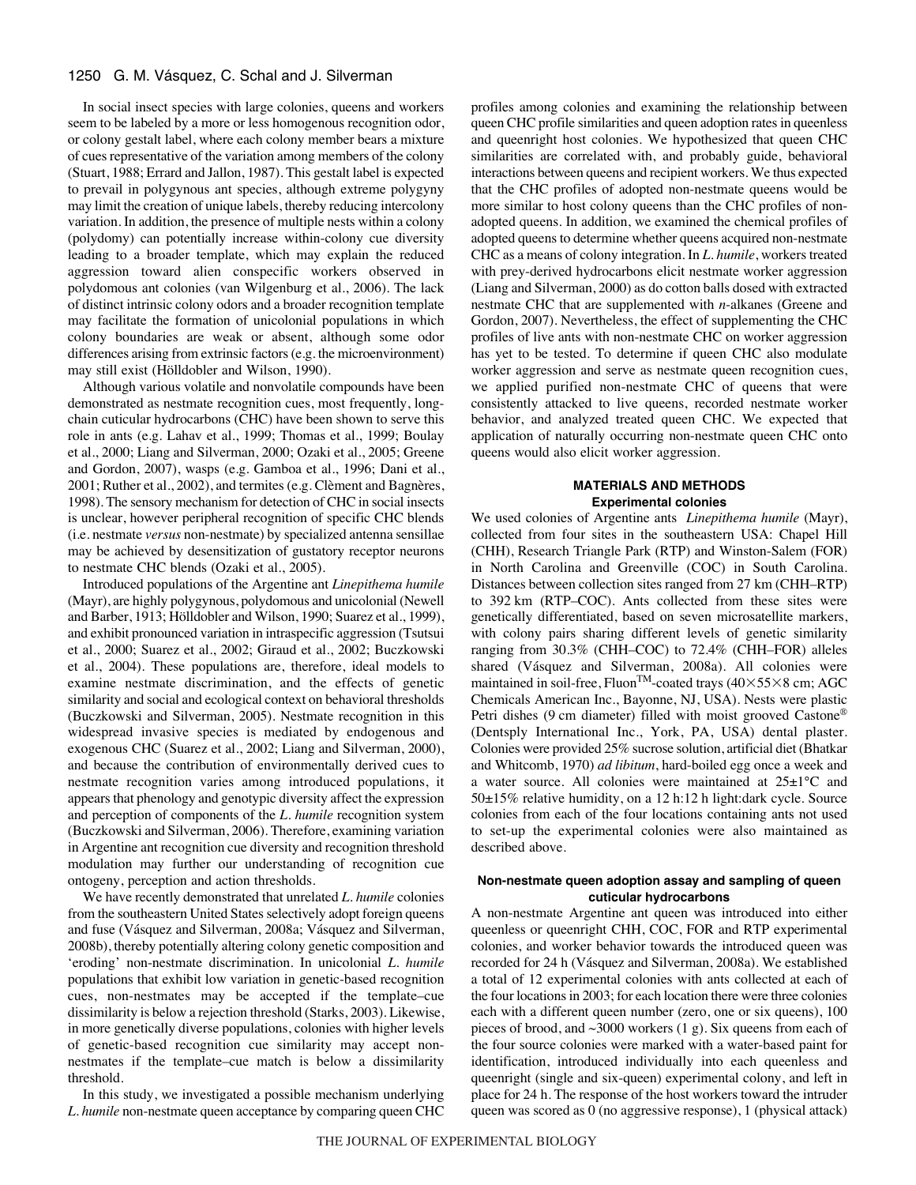In social insect species with large colonies, queens and workers seem to be labeled by a more or less homogenous recognition odor, or colony gestalt label, where each colony member bears a mixture of cues representative of the variation among members of the colony (Stuart, 1988; Errard and Jallon, 1987). This gestalt label is expected to prevail in polygynous ant species, although extreme polygyny may limit the creation of unique labels, thereby reducing intercolony variation. In addition, the presence of multiple nests within a colony (polydomy) can potentially increase within-colony cue diversity leading to a broader template, which may explain the reduced aggression toward alien conspecific workers observed in polydomous ant colonies (van Wilgenburg et al., 2006). The lack of distinct intrinsic colony odors and a broader recognition template may facilitate the formation of unicolonial populations in which colony boundaries are weak or absent, although some odor differences arising from extrinsic factors (e.g. the microenvironment) may still exist (Hölldobler and Wilson, 1990).

Although various volatile and nonvolatile compounds have been demonstrated as nestmate recognition cues, most frequently, long-chain cuticular hydrocarbons (CHC) have been shown to serve this role in ants (e.g. Lahav et al., 1999; Thomas et al., 1999; Boulay et al., 2000; Liang and Silverman, 2000; Ozaki et al., 2005; Greene and Gordon, 2007), wasps (e.g. Gamboa et al., 1996; Dani et al., 2001; Ruther et al., 2002), and termites (e.g. Clèment and Bagnères, 1998). The sensory mechanism for detection of CHC in social insects is unclear, however peripheral recognition of specific CHC blends (i.e. nestmate *versus* non-nestmate) by specialized antenna sensillae may be achieved by desensitization of gustatory receptor neurons to nestmate CHC blends (Ozaki et al., 2005).

Introduced populations of the Argentine ant *Linepithema humile* (Mayr), are highly polygynous, polydomous and unicolonial (Newell and Barber, 1913; Hölldobler and Wilson, 1990; Suarez et al., 1999), and exhibit pronounced variation in intraspecific aggression (Tsutsui et al., 2000; Suarez et al., 2002; Giraud et al., 2002; Buczkowski et al., 2004). These populations are, therefore, ideal models to examine nestmate discrimination, and the effects of genetic similarity and social and ecological context on behavioral thresholds (Buczkowski and Silverman, 2005). Nestmate recognition in this widespread invasive species is mediated by endogenous and exogenous CHC (Suarez et al., 2002; Liang and Silverman, 2000), and because the contribution of environmentally derived cues to nestmate recognition varies among introduced populations, it appears that phenology and genotypic diversity affect the expression and perception of components of the *L. humile* recognition system (Buczkowski and Silverman, 2006). Therefore, examining variation in Argentine ant recognition cue diversity and recognition threshold modulation may further our understanding of recognition cue ontogeny, perception and action thresholds.

We have recently demonstrated that unrelated *L. humile* colonies from the southeastern United States selectively adopt foreign queens and fuse (Vásquez and Silverman, 2008a; Vásquez and Silverman, 2008b), thereby potentially altering colony genetic composition and 'eroding' non-nestmate discrimination. In unicolonial *L. humile* populations that exhibit low variation in genetic-based recognition cues, non-nestmates may be accepted if the template–cue dissimilarity is below a rejection threshold (Starks, 2003). Likewise, in more genetically diverse populations, colonies with higher levels of genetic-based recognition cue similarity may accept non-nestmates if the template–cue match is below a dissimilarity threshold.

In this study, we investigated a possible mechanism underlying *L. humile* non-nestmate queen acceptance by comparing queen CHC profiles among colonies and examining the relationship between queen CHC profile similarities and queen adoption rates in queenless and queenright host colonies. We hypothesized that queen CHC similarities are correlated with, and probably guide, behavioral interactions between queens and recipient workers. We thus expected that the CHC profiles of adopted non-nestmate queens would be more similar to host colony queens than the CHC profiles of non-adopted queens. In addition, we examined the chemical profiles of adopted queens to determine whether queens acquired non-nestmate CHC as a means of colony integration. In *L. humile*, workers treated with prey-derived hydrocarbons elicit nestmate worker aggression (Liang and Silverman, 2000) as do cotton balls dosed with extracted nestmate CHC that are supplemented with *n*-alkanes (Greene and Gordon, 2007). Nevertheless, the effect of supplementing the CHC profiles of live ants with non-nestmate CHC on worker aggression has yet to be tested. To determine if queen CHC also modulate worker aggression and serve as nestmate queen recognition cues, we applied purified non-nestmate CHC of queens that were consistently attacked to live queens, recorded nestmate worker behavior, and analyzed treated queen CHC. We expected that application of naturally occurring non-nestmate queen CHC onto queens would also elicit worker aggression.

## MATERIALS AND METHODS

### Experimental colonies

We used colonies of Argentine ants *Linepithema humile* (Mayr), collected from four sites in the southeastern USA: Chapel Hill (CHH), Research Triangle Park (RTP) and Winston-Salem (FOR) in North Carolina and Greenville (COC) in South Carolina. Distances between collection sites ranged from 27 km (CHH–RTP) to 392 km (RTP–COC). Ants collected from these sites were genetically differentiated, based on seven microsatellite markers, with colony pairs sharing different levels of genetic similarity ranging from 30.3% (CHH–COC) to 72.4% (CHH–FOR) alleles shared (Vásquez and Silverman, 2008a). All colonies were maintained in soil-free, Fluon™-coated trays (40×55×8 cm; AGC Chemicals American Inc., Bayonne, NJ, USA). Nests were plastic Petri dishes (9 cm diameter) filled with moist grooved Castone® (Dentsply International Inc., York, PA, USA) dental plaster. Colonies were provided 25% sucrose solution, artificial diet (Bhatkar and Whitcomb, 1970) *ad libitum*, hard-boiled egg once a week and a water source. All colonies were maintained at 25±1°C and 50±15% relative humidity, on a 12 h:12 h light:dark cycle. Source colonies from each of the four locations containing ants not used to set-up the experimental colonies were also maintained as described above.

### Non-nestmate queen adoption assay and sampling of queen cuticular hydrocarbons

A non-nestmate Argentine ant queen was introduced into either queenless or queenright CHH, COC, FOR and RTP experimental colonies, and worker behavior towards the introduced queen was recorded for 24 h (Vásquez and Silverman, 2008a). We established a total of 12 experimental colonies with ants collected at each of the four locations in 2003; for each location there were three colonies each with a different queen number (zero, one or six queens), 100 pieces of brood, and ~3000 workers (1 g). Six queens from each of the four source colonies were marked with a water-based paint for identification, introduced individually into each queenless and queenright (single and six-queen) experimental colony, and left in place for 24 h. The response of the host workers toward the intruder queen was scored as 0 (no aggressive response), 1 (physical attack)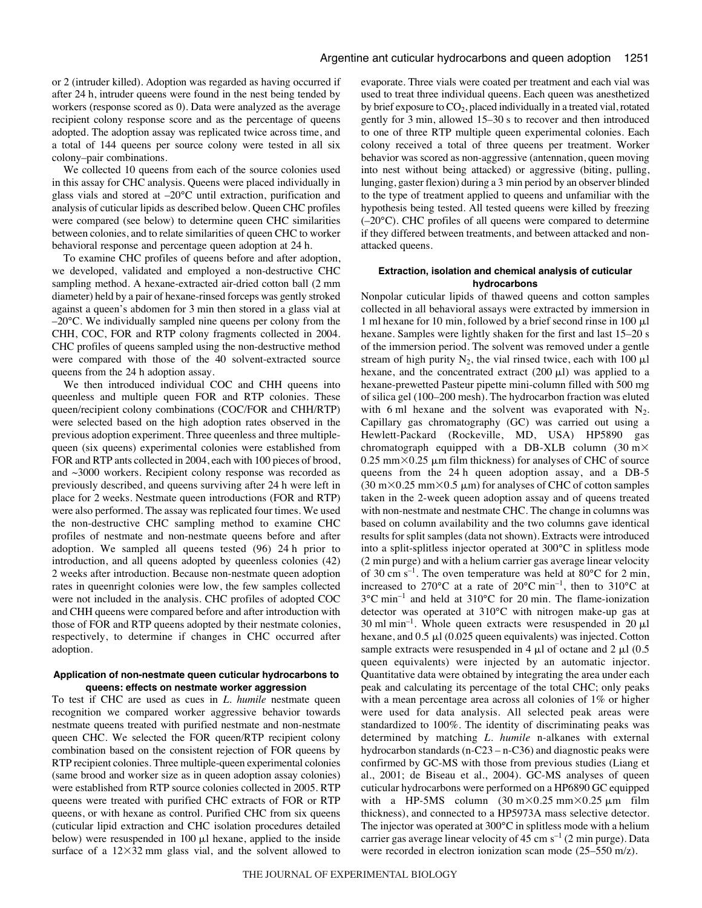or 2 (intruder killed). Adoption was regarded as having occurred if after 24 h, intruder queens were found in the nest being tended by workers (response scored as 0). Data were analyzed as the average recipient colony response score and as the percentage of queens adopted. The adoption assay was replicated twice across time, and a total of 144 queens per source colony were tested in all six colony–pair combinations.

We collected 10 queens from each of the source colonies used in this assay for CHC analysis. Queens were placed individually in glass vials and stored at –20°C until extraction, purification and analysis of cuticular lipids as described below. Queen CHC profiles were compared (see below) to determine queen CHC similarities between colonies, and to relate similarities of queen CHC to worker behavioral response and percentage queen adoption at 24 h.

To examine CHC profiles of queens before and after adoption, we developed, validated and employed a non-destructive CHC sampling method. A hexane-extracted air-dried cotton ball (2 mm diameter) held by a pair of hexane-rinsed forceps was gently stroked against a queen's abdomen for 3 min then stored in a glass vial at –20°C. We individually sampled nine queens per colony from the CHH, COC, FOR and RTP colony fragments collected in 2004. CHC profiles of queens sampled using the non-destructive method were compared with those of the 40 solvent-extracted source queens from the 24 h adoption assay.

We then introduced individual COC and CHH queens into queenless and multiple queen FOR and RTP colonies. These queen/recipient colony combinations (COC/FOR and CHH/RTP) were selected based on the high adoption rates observed in the previous adoption experiment. Three queenless and three multiple-queen (six queens) experimental colonies were established from FOR and RTP ants collected in 2004, each with 100 pieces of brood, and ~3000 workers. Recipient colony response was recorded as previously described, and queens surviving after 24 h were left in place for 2 weeks. Nestmate queen introductions (FOR and RTP) were also performed. The assay was replicated four times. We used the non-destructive CHC sampling method to examine CHC profiles of nestmate and non-nestmate queens before and after adoption. We sampled all queens tested (96) 24 h prior to introduction, and all queens adopted by queenless colonies (42) 2 weeks after introduction. Because non-nestmate queen adoption rates in queenright colonies were low, the few samples collected were not included in the analysis. CHC profiles of adopted COC and CHH queens were compared before and after introduction with those of FOR and RTP queens adopted by their nestmate colonies, respectively, to determine if changes in CHC occurred after adoption.

### Application of non-nestmate queen cuticular hydrocarbons to queens: effects on nestmate worker aggression

To test if CHC are used as cues in *L. humile* nestmate queen recognition we compared worker aggressive behavior towards nestmate queens treated with purified nestmate and non-nestmate queen CHC. We selected the FOR queen/RTP recipient colony combination based on the consistent rejection of FOR queens by RTP recipient colonies. Three multiple-queen experimental colonies (same brood and worker size as in queen adoption assay colonies) were established from RTP source colonies collected in 2005. RTP queens were treated with purified CHC extracts of FOR or RTP queens, or with hexane as control. Purified CHC from six queens (cuticular lipid extraction and CHC isolation procedures detailed below) were resuspended in 100 μl hexane, applied to the inside surface of a 12×32 mm glass vial, and the solvent allowed to evaporate. Three vials were coated per treatment and each vial was used to treat three individual queens. Each queen was anesthetized by brief exposure to $CO_2$, placed individually in a treated vial, rotated gently for 3 min, allowed 15–30 s to recover and then introduced to one of three RTP multiple queen experimental colonies. Each colony received a total of three queens per treatment. Worker behavior was scored as non-aggressive (antennation, queen moving into nest without being attacked) or aggressive (biting, pulling, lunging, gaster flexion) during a 3 min period by an observer blinded to the type of treatment applied to queens and unfamiliar with the hypothesis being tested. All tested queens were killed by freezing (–20°C). CHC profiles of all queens were compared to determine if they differed between treatments, and between attacked and non-attacked queens.

### Extraction, isolation and chemical analysis of cuticular hydrocarbons

Nonpolar cuticular lipids of thawed queens and cotton samples collected in all behavioral assays were extracted by immersion in 1 ml hexane for 10 min, followed by a brief second rinse in 100 μl hexane. Samples were lightly shaken for the first and last 15–20 s of the immersion period. The solvent was removed under a gentle stream of high purity $N_2$, the vial rinsed twice, each with 100 μl hexane, and the concentrated extract (200 μl) was applied to a hexane-prewetted Pasteur pipette mini-column filled with 500 mg of silica gel (100–200 mesh). The hydrocarbon fraction was eluted with 6 ml hexane and the solvent was evaporated with $N_2$. Capillary gas chromatography (GC) was carried out using a Hewlett-Packard (Rockeville, MD, USA) HP5890 gas chromatograph equipped with a DB-XLB column (30 m× 0.25 mm×0.25 μm film thickness) for analyses of CHC of source queens from the 24 h queen adoption assay, and a DB-5 (30 m×0.25 mm×0.5 μm) for analyses of CHC of cotton samples taken in the 2-week queen adoption assay and of queens treated with non-nestmate and nestmate CHC. The change in columns was based on column availability and the two columns gave identical results for split samples (data not shown). Extracts were introduced into a split-splitless injector operated at 300°C in splitless mode (2 min purge) and with a helium carrier gas average linear velocity of 30 cm $s^{-1}$. The oven temperature was held at 80°C for 2 min, increased to 270°C at a rate of 20°C $min^{-1}$, then to 310°C at 3°C $min^{-1}$ and held at 310°C for 20 min. The flame-ionization detector was operated at 310°C with nitrogen make-up gas at 30 ml $min^{-1}$. Whole queen extracts were resuspended in 20 μl hexane, and 0.5 μl (0.025 queen equivalents) was injected. Cotton sample extracts were resuspended in 4 μl of octane and 2 μl (0.5 queen equivalents) were injected by an automatic injector. Quantitative data were obtained by integrating the area under each peak and calculating its percentage of the total CHC; only peaks with a mean percentage area across all colonies of 1% or higher were used for data analysis. All selected peak areas were standardized to 100%. The identity of discriminating peaks was determined by matching *L. humile* n-alkanes with external hydrocarbon standards (n-C23 – n-C36) and diagnostic peaks were confirmed by GC-MS with those from previous studies (Liang et al., 2001; de Biseau et al., 2004). GC-MS analyses of queen cuticular hydrocarbons were performed on a HP6890 GC equipped with a HP-5MS column (30 m×0.25 mm×0.25 μm film thickness), and connected to a HP5973A mass selective detector. The injector was operated at 300°C in splitless mode with a helium carrier gas average linear velocity of 45 cm $s^{-1}$ (2 min purge). Data were recorded in electron ionization scan mode (25–550 m/z).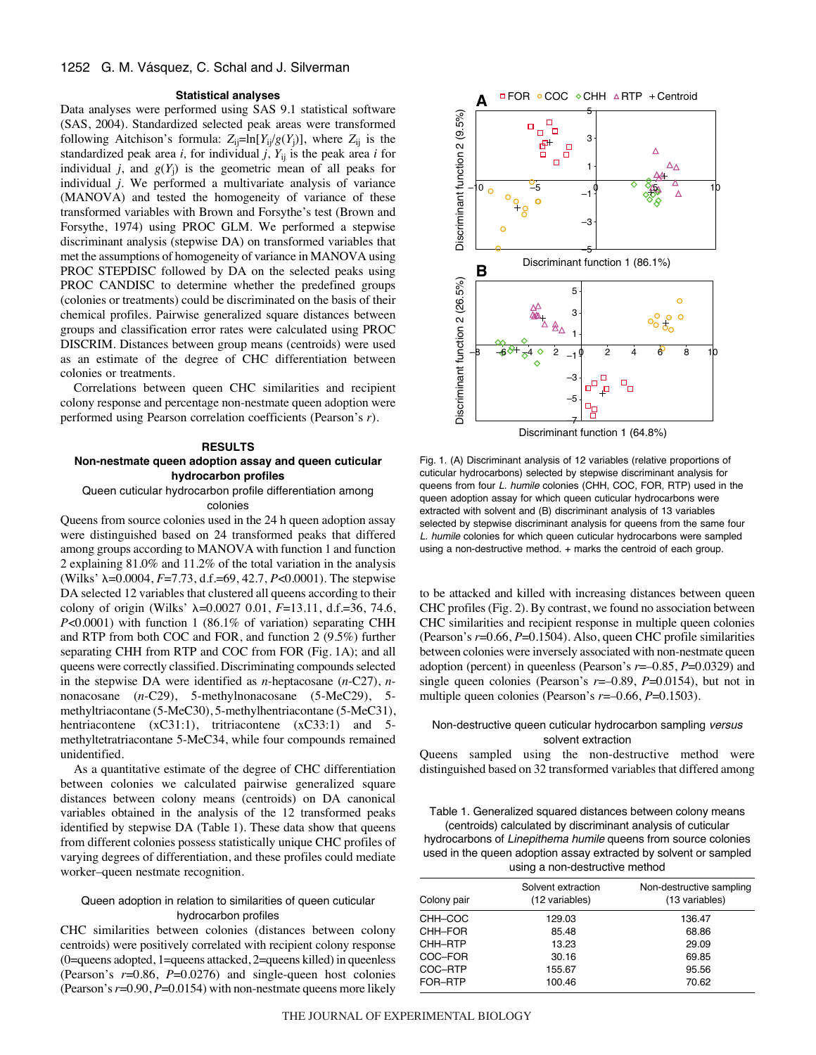### Statistical analyses

Data analyses were performed using SAS 9.1 statistical software (SAS, 2004). Standardized selected peak areas were transformed following Aitchison's formula: $Z_{ij}=\ln[Y_{ij}/g(Y_j)]$, where $Z_{ij}$ is the standardized peak area *i*, for individual *j*, $Y_{ij}$ is the peak area *i* for individual *j*, and $g(Y_j)$ is the geometric mean of all peaks for individual *j*. We performed a multivariate analysis of variance (MANOVA) and tested the homogeneity of variance of these transformed variables with Brown and Forsythe's test (Brown and Forsythe, 1974) using PROC GLM. We performed a stepwise discriminant analysis (stepwise DA) on transformed variables that met the assumptions of homogeneity of variance in MANOVA using PROC STEPDISC followed by DA on the selected peaks using PROC CANDISC to determine whether the predefined groups (colonies or treatments) could be discriminated on the basis of their chemical profiles. Pairwise generalized square distances between groups and classification error rates were calculated using PROC DISCRIM. Distances between group means (centroids) were used as an estimate of the degree of CHC differentiation between colonies or treatments.

Correlations between queen CHC similarities and recipient colony response and percentage non-nestmate queen adoption were performed using Pearson correlation coefficients (Pearson's *r*).

## RESULTS

### Non-nestmate queen adoption assay and queen cuticular hydrocarbon profiles

#### Queen cuticular hydrocarbon profile differentiation among colonies

Queens from source colonies used in the 24 h queen adoption assay were distinguished based on 24 transformed peaks that differed among groups according to MANOVA with function 1 and function 2 explaining 81.0% and 11.2% of the total variation in the analysis (Wilks' $\lambda$=0.0004, *F*=7.73, d.f.=69, 42.7, *P*<0.0001). The stepwise DA selected 12 variables that clustered all queens according to their colony of origin (Wilks' $\lambda$=0.0027 01, *F*=13.11, d.f.=36, 74.6, *P*<0.0001) with function 1 (86.1% of variation) separating CHH and RTP from both COC and FOR, and function 2 (9.5%) further separating CHH from RTP and COC from FOR (Fig. 1A); and all queens were correctly classified. Discriminating compounds selected in the stepwise DA were identified as *n*-heptacosane (*n*-C27), *n*-nonacosane (*n*-C29), 5-methylnonacosane (5-MeC29), 5-methyltriacontane (5-MeC30), 5-methylhentriacontane (5-MeC31), hentriacontene (xC31:1), tritriacontene (xC33:1) and 5-methyltetratriacontane 5-MeC34, while four compounds remained unidentified.

As a quantitative estimate of the degree of CHC differentiation between colonies we calculated pairwise generalized square distances between colony means (centroids) on DA canonical variables obtained in the analysis of the 12 transformed peaks identified by stepwise DA (Table 1). These data show that queens from different colonies possess statistically unique CHC profiles of varying degrees of differentiation, and these profiles could mediate worker–queen nestmate recognition.

#### Queen adoption in relation to similarities of queen cuticular hydrocarbon profiles

CHC similarities between colonies (distances between colony centroids) were positively correlated with recipient colony response (0=queens adopted, 1=queens attacked, 2=queens killed) in queenless (Pearson's *r*=0.86, *P*=0.0276) and single-queen host colonies (Pearson's *r*=0.90, *P*=0.0154) with non-nestmate queens more likely to be attacked and killed with increasing distances between queen CHC profiles (Fig. 2). By contrast, we found no association between CHC similarities and recipient response in multiple queen colonies (Pearson's *r*=0.66, *P*=0.1504). Also, queen CHC profile similarities between colonies were inversely associated with non-nestmate queen adoption (percent) in queenless (Pearson's *r*=–0.85, *P*=0.0329) and single queen colonies (Pearson's *r*=–0.89, *P*=0.0154), but not in multiple queen colonies (Pearson's *r*=–0.66, *P*=0.1503).

Fig. 1. (A) Discriminant analysis of 12 variables (relative proportions of cuticular hydrocarbons) selected by stepwise discriminant analysis for queens from four *L. humile* colonies (CHH, COC, FOR, RTP) used in the queen adoption assay for which queen cuticular hydrocarbons were extracted with solvent and (B) discriminant analysis of 13 variables selected by stepwise discriminant analysis for queens from the same four *L. humile* colonies for which queen cuticular hydrocarbons were sampled using a non-destructive method. + marks the centroid of each group.

#### Non-destructive queen cuticular hydrocarbon sampling *versus* solvent extraction

Queens sampled using the non-destructive method were distinguished based on 32 transformed variables that differed among

Table 1. Generalized squared distances between colony means (centroids) calculated by discriminant analysis of cuticular hydrocarbons of *Linepithema humile* queens from source colonies used in the queen adoption assay extracted by solvent or sampled using a non-destructive method

| Colony pair | Solvent extraction (12 variables) | Non-destructive sampling (13 variables) |
|---|---|---|
| CHH–COC | 129.03 | 136.47 |
| CHH–FOR | 85.48 | 68.86 |
| CHH–RTP | 13.23 | 29.09 |
| COC–FOR | 30.16 | 69.85 |
| COC–RTP | 155.67 | 95.56 |
| FOR–RTP | 100.46 | 70.62 |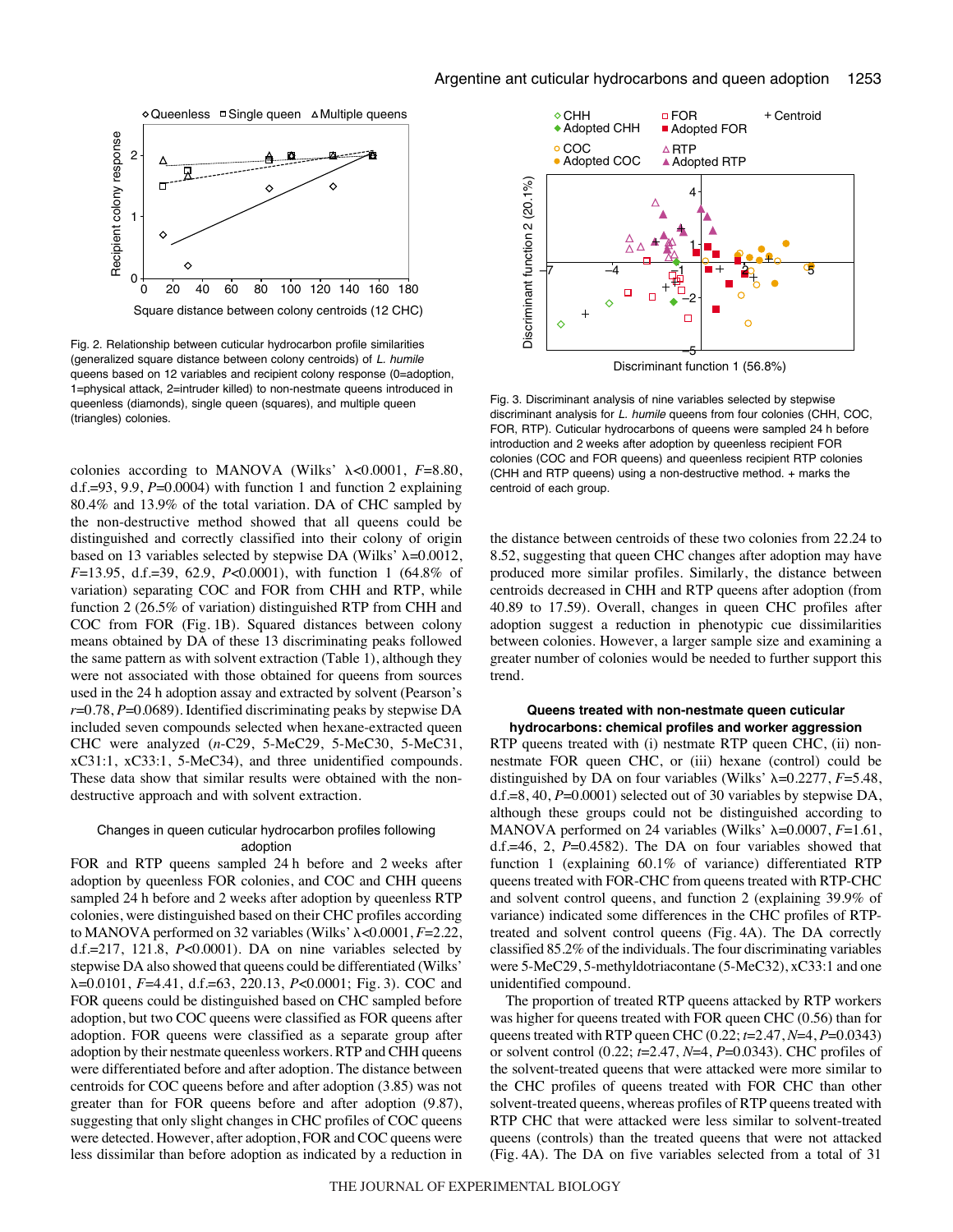Fig. 2. Relationship between cuticular hydrocarbon profile similarities (generalized square distance between colony centroids) of *L. humile* queens based on 12 variables and recipient colony response (0=adoption, 1=physical attack, 2=intruder killed) to non-nestmate queens introduced in queenless (diamonds), single queen (squares), and multiple queen (triangles) colonies.

Fig. 3. Discriminant analysis of nine variables selected by stepwise discriminant analysis for *L. humile* queens from four colonies (CHH, COC, FOR, RTP). Cuticular hydrocarbons of queens were sampled 24 h before introduction and 2 weeks after adoption by queenless recipient FOR colonies (COC and FOR queens) and queenless recipient RTP colonies (CHH and RTP queens) using a non-destructive method. + marks the centroid of each group.

colonies according to MANOVA (Wilks' λ<0.0001, $F$=8.80, d.f.=93, 9.9, $P$=0.0004) with function 1 and function 2 explaining 80.4% and 13.9% of the total variation. DA of CHC sampled by the non-destructive method showed that all queens could be distinguished and correctly classified into their colony of origin based on 13 variables selected by stepwise DA (Wilks' λ=0.0012, $F$=13.95, d.f.=39, 62.9, $P$<0.0001), with function 1 (64.8% of variation) separating COC and FOR from CHH and RTP, while function 2 (26.5% of variation) distinguished RTP from CHH and COC from FOR (Fig. 1B). Squared distances between colony means obtained by DA of these 13 discriminating peaks followed the same pattern as with solvent extraction (Table 1), although they were not associated with those obtained for queens from sources used in the 24 h adoption assay and extracted by solvent (Pearson's $r$=0.78, $P$=0.0689). Identified discriminating peaks by stepwise DA included seven compounds selected when hexane-extracted queen CHC were analyzed ($n$-C29, 5-MeC29, 5-MeC30, 5-MeC31, xC31:1, xC33:1, 5-MeC34), and three unidentified compounds. These data show that similar results were obtained with the non-destructive approach and with solvent extraction.

### Changes in queen cuticular hydrocarbon profiles following adoption

FOR and RTP queens sampled 24 h before and 2 weeks after adoption by queenless FOR colonies, and COC and CHH queens sampled 24 h before and 2 weeks after adoption by queenless RTP colonies, were distinguished based on their CHC profiles according to MANOVA performed on 32 variables (Wilks' λ<0.0001, $F$=2.22, d.f.=217, 121.8, $P$<0.0001). DA on nine variables selected by stepwise DA also showed that queens could be differentiated (Wilks' λ=0.0101, $F$=4.41, d.f.=63, 220.13, $P$<0.0001; Fig. 3). COC and FOR queens could be distinguished based on CHC sampled before adoption, but two COC queens were classified as FOR queens after adoption. FOR queens were classified as a separate group after adoption by their nestmate queenless workers. RTP and CHH queens were differentiated before and after adoption. The distance between centroids for COC queens before and after adoption (3.85) was not greater than for FOR queens before and after adoption (9.87), suggesting that only slight changes in CHC profiles of COC queens were detected. However, after adoption, FOR and COC queens were less dissimilar than before adoption as indicated by a reduction in the distance between centroids of these two colonies from 22.24 to 8.52, suggesting that queen CHC changes after adoption may have produced more similar profiles. Similarly, the distance between centroids decreased in CHH and RTP queens after adoption (from 40.89 to 17.59). Overall, changes in queen CHC profiles after adoption suggest a reduction in phenotypic cue dissimilarities between colonies. However, a larger sample size and examining a greater number of colonies would be needed to further support this trend.

### Queens treated with non-nestmate queen cuticular hydrocarbons: chemical profiles and worker aggression

RTP queens treated with (i) nestmate RTP queen CHC, (ii) non-nestmate FOR queen CHC, or (iii) hexane (control) could be distinguished by DA on four variables (Wilks' λ=0.2277, $F$=5.48, d.f.=8, 40, $P$=0.0001) selected out of 30 variables by stepwise DA, although these groups could not be distinguished according to MANOVA performed on 24 variables (Wilks' λ=0.0007, $F$=1.61, d.f.=46, 2, $P$=0.4582). The DA on four variables showed that function 1 (explaining 60.1% of variance) differentiated RTP queens treated with FOR-CHC from queens treated with RTP-CHC and solvent control queens, and function 2 (explaining 39.9% of variance) indicated some differences in the CHC profiles of RTP-treated and solvent control queens (Fig. 4A). The DA correctly classified 85.2% of the individuals. The four discriminating variables were 5-MeC29, 5-methyldotriacontane (5-MeC32), xC33:1 and one unidentified compound.

The proportion of treated RTP queens attacked by RTP workers was higher for queens treated with FOR queen CHC (0.56) than for queens treated with RTP queen CHC (0.22; $t$=2.47, $N$=4, $P$=0.0343) or solvent control (0.22; $t$=2.47, $N$=4, $P$=0.0343). CHC profiles of the solvent-treated queens that were attacked were more similar to the CHC profiles of queens treated with FOR CHC than other solvent-treated queens, whereas profiles of RTP queens treated with RTP CHC that were attacked were less similar to solvent-treated queens (controls) than the treated queens that were not attacked (Fig. 4A). The DA on five variables selected from a total of 31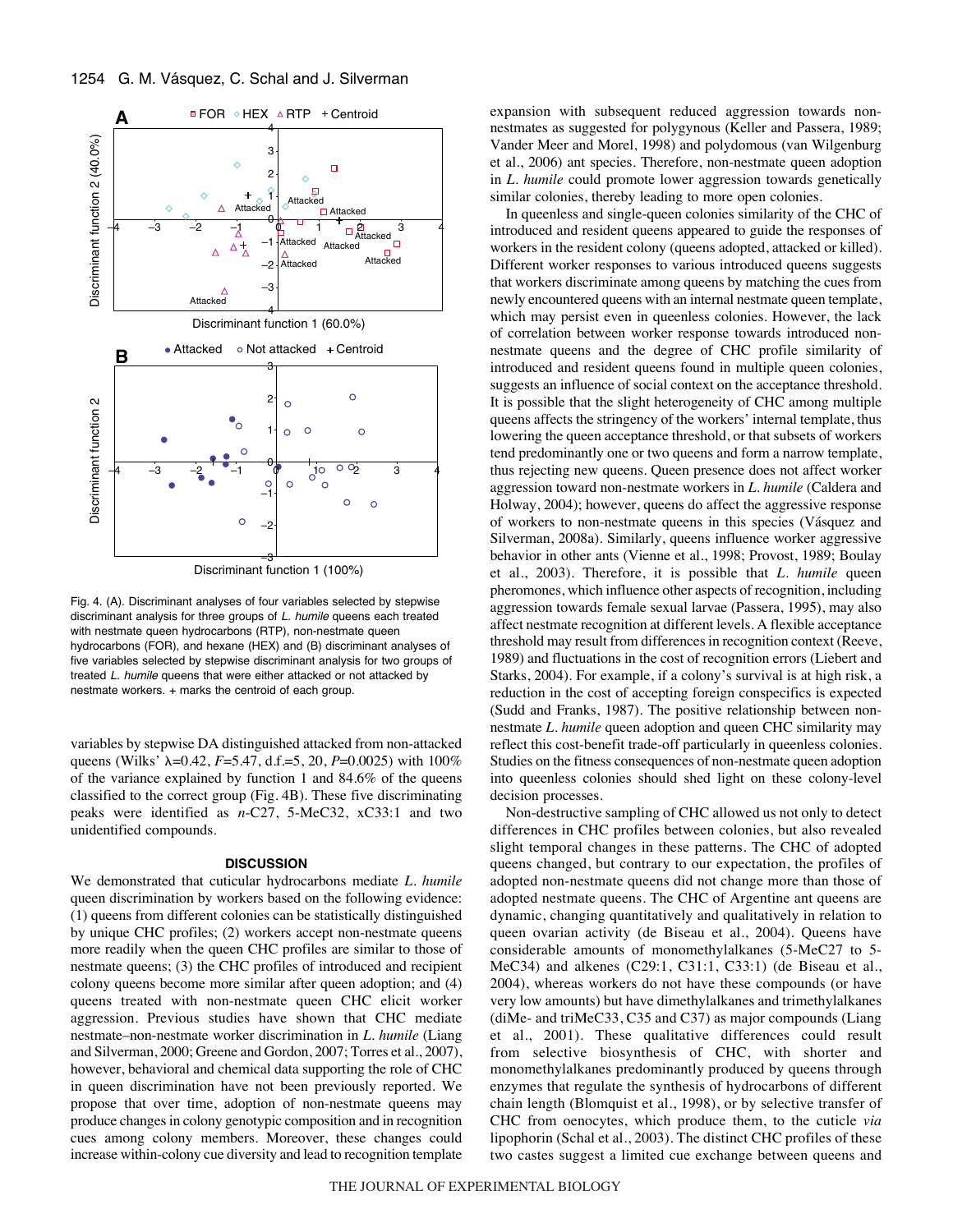Fig. 4. (A). Discriminant analyses of four variables selected by stepwise discriminant analysis for three groups of *L. humile* queens each treated with nestmate queen hydrocarbons (RTP), non-nestmate queen hydrocarbons (FOR), and hexane (HEX) and (B) discriminant analyses of five variables selected by stepwise discriminant analysis for two groups of treated *L. humile* queens that were either attacked or not attacked by nestmate workers. + marks the centroid of each group.

variables by stepwise DA distinguished attacked from non-attacked queens (Wilks' λ=0.42, $F$=5.47, d.f.=5, 20, $P$=0.0025) with 100% of the variance explained by function 1 and 84.6% of the queens classified to the correct group (Fig. 4B). These five discriminating peaks were identified as *n*-C27, 5-MeC32, xC33:1 and two unidentified compounds.

## DISCUSSION

We demonstrated that cuticular hydrocarbons mediate *L. humile* queen discrimination by workers based on the following evidence: (1) queens from different colonies can be statistically distinguished by unique CHC profiles; (2) workers accept non-nestmate queens more readily when the queen CHC profiles are similar to those of nestmate queens; (3) the CHC profiles of introduced and recipient colony queens become more similar after queen adoption; and (4) queens treated with non-nestmate queen CHC elicit worker aggression. Previous studies have shown that CHC mediate nestmate–non-nestmate worker discrimination in *L. humile* (Liang and Silverman, 2000; Greene and Gordon, 2007; Torres et al., 2007), however, behavioral and chemical data supporting the role of CHC in queen discrimination have not been previously reported. We propose that over time, adoption of non-nestmate queens may produce changes in colony genotypic composition and in recognition cues among colony members. Moreover, these changes could increase within-colony cue diversity and lead to recognition template expansion with subsequent reduced aggression towards non-nestmates as suggested for polygynous (Keller and Passera, 1989; Vander Meer and Morel, 1998) and polydomous (van Wilgenburg et al., 2006) ant species. Therefore, non-nestmate queen adoption in *L. humile* could promote lower aggression towards genetically similar colonies, thereby leading to more open colonies.

In queenless and single-queen colonies similarity of the CHC of introduced and resident queens appeared to guide the responses of workers in the resident colony (queens adopted, attacked or killed). Different worker responses to various introduced queens suggests that workers discriminate among queens by matching the cues from newly encountered queens with an internal nestmate queen template, which may persist even in queenless colonies. However, the lack of correlation between worker response towards introduced non-nestmate queens and the degree of CHC profile similarity of introduced and resident queens found in multiple queen colonies, suggests an influence of social context on the acceptance threshold. It is possible that the slight heterogeneity of CHC among multiple queens affects the stringency of the workers' internal template, thus lowering the queen acceptance threshold, or that subsets of workers tend predominantly one or two queens and form a narrow template, thus rejecting new queens. Queen presence does not affect worker aggression toward non-nestmate workers in *L. humile* (Caldera and Holway, 2004); however, queens do affect the aggressive response of workers to non-nestmate queens in this species (Vásquez and Silverman, 2008a). Similarly, queens influence worker aggressive behavior in other ants (Vienne et al., 1998; Provost, 1989; Boulay et al., 2003). Therefore, it is possible that *L. humile* queen pheromones, which influence other aspects of recognition, including aggression towards female sexual larvae (Passera, 1995), may also affect nestmate recognition at different levels. A flexible acceptance threshold may result from differences in recognition context (Reeve, 1989) and fluctuations in the cost of recognition errors (Liebert and Starks, 2004). For example, if a colony's survival is at high risk, a reduction in the cost of accepting foreign conspecifics is expected (Sudd and Franks, 1987). The positive relationship between non-nestmate *L. humile* queen adoption and queen CHC similarity may reflect this cost-benefit trade-off particularly in queenless colonies. Studies on the fitness consequences of non-nestmate queen adoption into queenless colonies should shed light on these colony-level decision processes.

Non-destructive sampling of CHC allowed us not only to detect differences in CHC profiles between colonies, but also revealed slight temporal changes in these patterns. The CHC of adopted queens changed, but contrary to our expectation, the profiles of adopted non-nestmate queens did not change more than those of adopted nestmate queens. The CHC of Argentine ant queens are dynamic, changing quantitatively and qualitatively in relation to queen ovarian activity (de Biseau et al., 2004). Queens have considerable amounts of monomethylalkanes (5-MeC27 to 5-MeC34) and alkenes (C29:1, C31:1, C33:1) (de Biseau et al., 2004), whereas workers do not have these compounds (or have very low amounts) but have dimethylalkanes and trimethylalkanes (diMe- and triMeC33, C35 and C37) as major compounds (Liang et al., 2001). These qualitative differences could result from selective biosynthesis of CHC, with shorter and monomethylalkanes predominantly produced by queens through enzymes that regulate the synthesis of hydrocarbons of different chain length (Blomquist et al., 1998), or by selective transfer of CHC from oenocytes, which produce them, to the cuticle *via* lipophorin (Schal et al., 2003). The distinct CHC profiles of these two castes suggest a limited cue exchange between queens and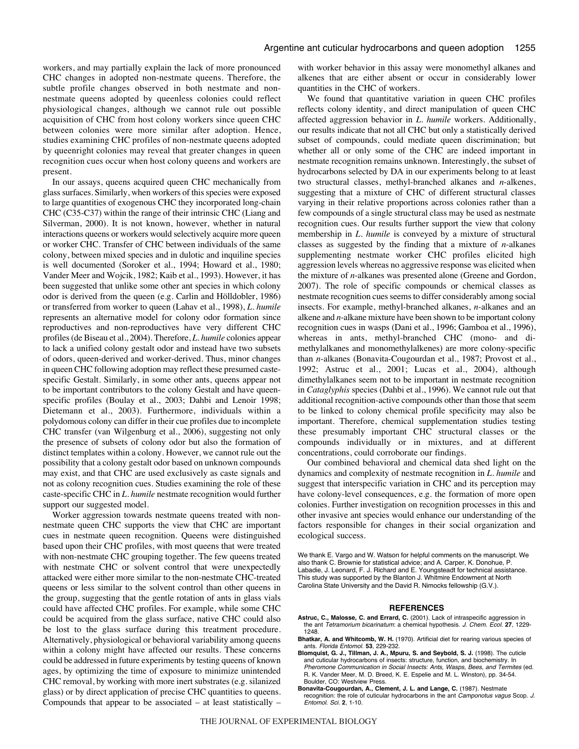workers, and may partially explain the lack of more pronounced CHC changes in adopted non-nestmate queens. Therefore, the subtle profile changes observed in both nestmate and non-nestmate queens adopted by queenless colonies could reflect physiological changes, although we cannot rule out possible acquisition of CHC from host colony workers since queen CHC between colonies were more similar after adoption. Hence, studies examining CHC profiles of non-nestmate queens adopted by queenright colonies may reveal that greater changes in queen recognition cues occur when host colony queens and workers are present.

In our assays, queens acquired queen CHC mechanically from glass surfaces. Similarly, when workers of this species were exposed to large quantities of exogenous CHC they incorporated long-chain CHC (C35-C37) within the range of their intrinsic CHC (Liang and Silverman, 2000). It is not known, however, whether in natural interactions queens or workers would selectively acquire more queen or worker CHC. Transfer of CHC between individuals of the same colony, between mixed species and in dulotic and inquiline species is well documented (Soroker et al., 1994; Howard et al., 1980; Vander Meer and Wojcik, 1982; Kaib et al., 1993). However, it has been suggested that unlike some other ant species in which colony odor is derived from the queen (e.g. Carlin and Hölldobler, 1986) or transferred from worker to queen (Lahav et al., 1998), *L. humile* represents an alternative model for colony odor formation since reproductives and non-reproductives have very different CHC profiles (de Biseau et al., 2004). Therefore, *L. humile* colonies appear to lack a unified colony gestalt odor and instead have two subsets of odors, queen-derived and worker-derived. Thus, minor changes in queen CHC following adoption may reflect these presumed caste-specific Gestalt. Similarly, in some other ants, queens appear not to be important contributors to the colony Gestalt and have queen-specific profiles (Boulay et al., 2003; Dahbi and Lenoir 1998; Dietemann et al., 2003). Furthermore, individuals within a polydomous colony can differ in their cue profiles due to incomplete CHC transfer (van Wilgenburg et al., 2006), suggesting not only the presence of subsets of colony odor but also the formation of distinct templates within a colony. However, we cannot rule out the possibility that a colony gestalt odor based on unknown compounds may exist, and that CHC are used exclusively as caste signals and not as colony recognition cues. Studies examining the role of these caste-specific CHC in *L. humile* nestmate recognition would further support our suggested model.

Worker aggression towards nestmate queens treated with non-nestmate queen CHC supports the view that CHC are important cues in nestmate queen recognition. Queens were distinguished based upon their CHC profiles, with most queens that were treated with non-nestmate CHC grouping together. The few queens treated with nestmate CHC or solvent control that were unexpectedly attacked were either more similar to the non-nestmate CHC-treated queens or less similar to the solvent control than other queens in the group, suggesting that the gentle rotation of ants in glass vials could have affected CHC profiles. For example, while some CHC could be acquired from the glass surface, native CHC could also be lost to the glass surface during this treatment procedure. Alternatively, physiological or behavioral variability among queens within a colony might have affected our results. These concerns could be addressed in future experiments by testing queens of known ages, by optimizing the time of exposure to minimize unintended CHC removal, by working with more inert substrates (e.g. silanized glass) or by direct application of precise CHC quantities to queens. Compounds that appear to be associated – at least statistically – with worker behavior in this assay were monomethyl alkanes and alkenes that are either absent or occur in considerably lower quantities in the CHC of workers.

We found that quantitative variation in queen CHC profiles reflects colony identity, and direct manipulation of queen CHC affected aggression behavior in *L. humile* workers. Additionally, our results indicate that not all CHC but only a statistically derived subset of compounds, could mediate queen discrimination; but whether all or only some of the CHC are indeed important in nestmate recognition remains unknown. Interestingly, the subset of hydrocarbons selected by DA in our experiments belong to at least two structural classes, methyl-branched alkanes and *n*-alkenes, suggesting that a mixture of CHC of different structural classes varying in their relative proportions across colonies rather than a few compounds of a single structural class may be used as nestmate recognition cues. Our results further support the view that colony membership in *L. humile* is conveyed by a mixture of structural classes as suggested by the finding that a mixture of *n*-alkanes supplementing nestmate worker CHC profiles elicited high aggression levels whereas no aggressive response was elicited when the mixture of *n*-alkanes was presented alone (Greene and Gordon, 2007). The role of specific compounds or chemical classes as nestmate recognition cues seems to differ considerably among social insects. For example, methyl-branched alkanes, *n*-alkanes and an alkene and *n*-alkane mixture have been shown to be important colony recognition cues in wasps (Dani et al., 1996; Gamboa et al., 1996), whereas in ants, methyl-branched CHC (mono- and di-methylalkanes and monomethylalkenes) are more colony-specific than *n*-alkanes (Bonavita-Cougourdan et al., 1987; Provost et al., 1992; Astruc et al., 2001; Lucas et al., 2004), although dimethylalkanes seem not to be important in nestmate recognition in *Cataglyphis* species (Dahbi et al., 1996). We cannot rule out that additional recognition-active compounds other than those that seem to be linked to colony chemical profile specificity may also be important. Therefore, chemical supplementation studies testing these presumably important CHC structural classes or the compounds individually or in mixtures, and at different concentrations, could corroborate our findings.

Our combined behavioral and chemical data shed light on the dynamics and complexity of nestmate recognition in *L. humile* and suggest that interspecific variation in CHC and its perception may have colony-level consequences, e.g. the formation of more open colonies. Further investigation on recognition processes in this and other invasive ant species would enhance our understanding of the factors responsible for changes in their social organization and ecological success.

We thank E. Vargo and W. Watson for helpful comments on the manuscript. We also thank C. Brownie for statistical advice; and A. Carper, K. Donohue, P. Labadie, J. Leonard, F. J. Richard and E. Youngsteadt for technical assistance. This study was supported by the Blanton J. Whitmire Endowment at North Carolina State University and the David R. Nimocks fellowship (G.V.).

## REFERENCES

**Astruc, C., Malosse, C. and Errard, C.** (2001). Lack of intraspecific aggression in the ant *Tetramorium bicarinatum*: a chemical hypothesis. *J. Chem. Ecol.* **27**, 1229-1248.

**Bhatkar, A. and Whitcomb, W. H.** (1970). Artificial diet for rearing various species of ants. *Florida Entomol.* **53**, 229-232.

**Blomquist, G. J., Tillman, J. A., Mpuru, S. and Seybold, S. J.** (1998). The cuticle and cuticular hydrocarbons of insects: structure, function, and biochemistry. In *Pheromone Communication in Social Insects: Ants, Wasps, Bees, and Termites* (ed. R. K. Vander Meer, M. D. Breed, K. E. Espelie and M. L. Winston), pp. 34-54. Boulder, CO: Westview Press.

**Bonavita-Cougourdan, A., Clement, J. L. and Lange, C.** (1987). Nestmate recognition: the role of cuticular hydrocarbons in the ant *Camponotus vagus* Scop. *J. Entomol. Sci.* **2**, 1-10.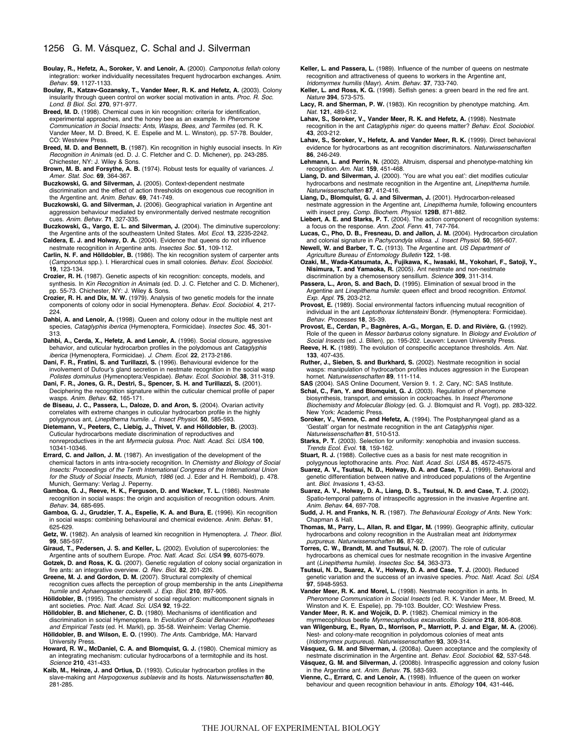**Boulay, R., Hefetz, A., Soroker, V. and Lenoir, A.** (2000). *Camponotus fellah* colony integration: worker individuality necessitates frequent hydrocarbon exchanges. *Anim. Behav.* **59**, 1127-1133.

**Boulay, R., Katzav-Gozansky, T., Vander Meer, R. K. and Hefetz, A.** (2003). Colony insularity through queen control on worker social motivation in ants. *Proc. R. Soc. Lond. B Biol. Sci.* **270**, 971-977.

**Breed, M. D.** (1998). Chemical cues in kin recognition: criteria for identification, experimental approaches, and the honey bee as an example. In *Pheromone Communication in Social Insects: Ants, Wasps, Bees, and Termites* (ed. R. K. Vander Meer, M. D. Breed, K. E. Espelie and M. L. Winston), pp. 57-78. Boulder, CO: Westview Press.

**Breed, M. D. and Bennett, B.** (1987). Kin recognition in highly eusocial insects. In *Kin Recognition in Animals* (ed. D. J. C. Fletcher and C. D. Michener), pp. 243-285. Chichester, NY: J. Wiley & Sons.

**Brown, M. B. and Forsythe, A. B.** (1974). Robust tests for equality of variances. *J. Amer. Stat. Soc.* **69**, 364-367.

**Buczkowski, G. and Silverman, J.** (2005). Context-dependent nestmate discrimination and the effect of action thresholds on exogenous cue recognition in the Argentine ant. *Anim. Behav.* **69**, 741-749.

**Buczkowski, G. and Silverman, J.** (2006). Geographical variation in Argentine ant aggression behaviour mediated by environmentally derived nestmate recognition cues. *Anim. Behav.* **71**, 327-335.

**Buczkowski, G., Vargo, E. L. and Silverman, J.** (2004). The diminutive supercolony: the Argentine ants of the southeastern United States. *Mol. Ecol.* **13**, 2235-2242.

**Caldera, E. J. and Holway, D. A.** (2004). Evidence that queens do not influence nestmate recognition in Argentine ants. *Insectes Soc.* **51**, 109-112.

**Carlin, N. F. and Hölldobler, B.** (1986). The kin recognition system of carpenter ants (*Camponotus* spp.). I. Hierarchical cues in small colonies. *Behav. Ecol. Sociobiol.* **19**, 123-134.

**Crozier, R. H.** (1987). Genetic aspects of kin recognition: concepts, models, and synthesis. In *Kin Recognition in Animals* (ed. D. J. C. Fletcher and C. D. Michener), pp. 55-73. Chichester, NY: J. Wiley & Sons.

**Crozier, R. H. and Dix, M. W.** (1979). Analysis of two genetic models for the innate components of colony odor in social Hymenoptera. *Behav. Ecol. Sociobiol.* **4**, 217-224.

**Dahbi, A. and Lenoir, A.** (1998). Queen and colony odour in the multiple nest ant species, *Cataglyphis iberica* (Hymenoptera, Formicidae). *Insectes Soc.* **45**, 301-313.

**Dahbi, A., Cerda, X., Hefetz, A. and Lenoir, A.** (1996). Social closure, aggressive behavior, and cuticular hydrocarbon profiles in the polydomous ant *Cataglyphis iberica* (Hymenoptera, Formicidae). *J. Chem. Ecol.* **22**, 2173-2186.

**Dani, F. R., Fratini, S. and Turillazzi, S.** (1996). Behavioural evidence for the involvement of Dufour's gland secretion in nestmate recognition in the social wasp *Polistes dominulus* (Hymenoptera:Vespidae). *Behav. Ecol. Sociobiol.* **38**, 311-319.

**Dani, F. R., Jones, G. R., Destri, S., Spencer, S. H. and Turillazzi, S.** (2001). Deciphering the recognition signature within the cuticular chemical profile of paper wasps. *Anim. Behav.* **62**, 165-171.

**de Biseau, J. C., Passera, L., Daloze, D. and Aron, S.** (2004). Ovarian activity correlates with extreme changes in cuticular hydrocarbon profile in the highly polygynous ant, *Linepithema humile*. *J. Insect Physiol.* **50**, 585-593.

**Dietemann, V., Peeters, C., Liebig, J., Thivet, V. and Hölldobler, B.** (2003). Cuticular hydrocarbons mediate discrimination of reproductives and nonreproductives in the ant *Myrmecia gulosa*. *Proc. Natl. Acad. Sci. USA* **100**, 10341-10346.

**Errard, C. and Jallon, J. M.** (1987). An investigation of the development of the chemical factors in ants intra-society recognition. In *Chemistry and Biology of Social Insects: Proceedings of the Tenth International Congress of the International Union for the Study of Social Insects, Munich, 1986* (ed. J. Eder and H. Rembold), p. 478. Munich, Germany: Verlag J. Peperny.

**Gamboa, G. J., Reeve, H. K., Ferguson, D. and Wacker, T. L.** (1986). Nestmate recognition in social wasps: the origin and acquisition of recognition odours. *Anim. Behav.* **34**, 685-695.

**Gamboa, G. J., Grudzier, T. A., Espelie, K. A. and Bura, E.** (1996). Kin recognition in social wasps: combining behavioural and chemical evidence. *Anim. Behav.* **51**, 625-629.

**Getz, W.** (1982). An analysis of learned kin recognition in Hymenoptera. *J. Theor. Biol.* **99**, 585-597.

**Giraud, T., Pedersen, J. S. and Keller, L.** (2002). Evolution of supercolonies: the Argentine ants of southern Europe. *Proc. Natl. Acad. Sci. USA* **99**, 6075-6079.

**Gotzek, D. and Ross, K. G.** (2007). Genetic regulation of colony social organization in fire ants: an integrative overview. *Q. Rev. Biol.* **82**, 201-226.

**Greene, M. J. and Gordon, D. M.** (2007). Structural complexity of chemical recognition cues affects the perception of group membership in the ants *Linepithema humile* and *Aphaenogaster cockerelli*. *J. Exp. Biol.* **210**, 897-905.

**Hölldobler, B.** (1995). The chemistry of social regulation: multicomponent signals in ant societies. *Proc. Natl. Acad. Sci. USA* **92**, 19-22.

**Hölldobler, B. and Michener, C. D.** (1980). Mechanisms of identification and discrimination in social Hymenoptera. In *Evolution of Social Behavior: Hypotheses and Empirical Tests* (ed. H. Markl), pp. 35-58. Weinheim: Verlag Chemie.

**Hölldobler, B. and Wilson, E. O.** (1990). *The Ants*. Cambridge, MA: Harvard University Press.

**Howard, R. W., McDaniel, C. A. and Blomquist, G. J.** (1980). Chemical mimicry as an integrating mechanism: cuticular hydrocarbons of a termitophile and its host. *Science* **210**, 431-433.

**Kaib, M., Heinze, J. and Ortius, D.** (1993). Cuticular hydrocarbon profiles in the slave-making ant *Harpogoxenus sublaevis* and its hosts. *Naturwissenschaften* **80**, 281-285.

**Keller, L. and Passera, L.** (1989). Influence of the number of queens on nestmate recognition and attractiveness of queens to workers in the Argentine ant, *Iridomyrmex humilis* (Mayr). *Anim. Behav.* **37**, 733-740.

**Keller, L. and Ross, K. G.** (1998). Selfish genes: a green beard in the red fire ant. *Nature* **394**, 573-575.

**Lacy, R. and Sherman, P. W.** (1983). Kin recognition by phenotype matching. *Am. Nat.* **121**, 489-512.

**Lahav, S., Soroker, V., Vander Meer, R. K. and Hefetz, A.** (1998). Nestmate recognition in the ant *Cataglyphis niger*: do queens matter? *Behav. Ecol. Sociobiol.* **43**, 203-212.

**Lahav, S., Soroker, V., Hefetz, A. and Vander Meer, R. K.** (1999). Direct behavioral evidence for hydrocarbons as ant recognition discriminators. *Naturwissenschaften* **86**, 246-249.

**Lehmann, L. and Perrin, N.** (2002). Altruism, dispersal and phenotype-matching kin recognition. *Am. Nat.* **159**, 451-468.

**Liang, D. and Silverman, J.** (2000). 'You are what you eat': diet modifies cuticular hydrocarbons and nestmate recognition in the Argentine ant, *Linepithema humile*. *Naturwissenschaften* **87**, 412-416.

**Liang, D., Blomquist, G. J. and Silverman, J.** (2001). Hydrocarbon-released nestmate aggression in the Argentine ant, *Linepithema humile*, following encounters with insect prey. *Comp. Biochem. Physiol.* **129B**, 871-882.

**Liebert, A. E. and Starks, P. T.** (2004). The action component of recognition systems: a focus on the response. *Ann. Zool. Fenn.* **41**, 747-764.

**Lucas, C., Pho, D. B., Fresneau, D. and Jallon, J. M.** (2004). Hydrocarbon circulation and colonial signature in *Pachycondyla villosa*. *J. Insect Physiol.* **50**, 595-607.

**Newell, W. and Barber, T. C.** (1913). The Argentine ant. *US Department of Agriculture Bureau of Entomology Bulletin* **122**, 1-98.

**Ozaki, M., Wada-Katsumata, A., Fujikawa, K., Iwasaki, M., Yokohari, F., Satoji, Y., Nisimura, T. and Yamaoka, R.** (2005). Ant nestmate and non-nestmate discrimination by a chemosensory sensillum. *Science* **309**, 311-314.

**Passera, L., Aron, S. and Bach, D.** (1995). Elimination of sexual brood in the Argentine ant *Linepithema humile*: queen effect and brood recognition. *Entomol. Exp. Appl.* **75**, 203-212.

**Provost, E.** (1989). Social environmental factors influencing mutual recognition of individual in the ant *Leptothorax lichtensteini* Bondr. (Hymenoptera: Formicidae). *Behav. Processes* **18**, 35-39.

**Provost, E., Cerdan, P., Bagnères, A.-G., Morgan, E. D. and Rivière, G.** (1992). Role of the queen in *Messor barbarus* colony signature. In *Biology and Evolution of Social Insects* (ed. J. Billen), pp. 195-202. Leuven: Leuven University Press.

**Reeve, H. K.** (1989). The evolution of conspecific acceptance thresholds. *Am. Nat.* **133**, 407-435.

**Ruther, J., Sieben, S. and Burkhard, S.** (2002). Nestmate recognition in social wasps: manipulation of hydrocarbon profiles induces aggression in the European hornet. *Naturwissenschaften* **89**, 111-114.

**SAS** (2004). SAS Online Document, Version 9. 1. 2. Cary, NC: SAS Institute.

**Schal, C., Fan, Y. and Blomquist, G. J.** (2003). Regulation of pheromone biosynthesis, transport, and emission in cockroaches. In *Insect Pheromone Biochemistry and Molecular Biology* (ed. G. J. Blomquist and R. Vogt), pp. 283-322. New York: Academic Press.

**Soroker, V., Vienne, C. and Hefetz, A.** (1994). The Postpharyngeal gland as a 'Gestalt' organ for nestmate recognition in the ant *Cataglyphis niger*. *Naturwissenschaften* **81**, 510-513.

**Starks, P. T.** (2003). Selection for uniformity: xenophobia and invasion success. *Trends Ecol. Evol.* **18**, 159-162.

**Stuart, R. J.** (1988). Collective cues as a basis for nest mate recognition in polygynous leptothoracine ants. *Proc. Natl. Acad. Sci. USA* **85**, 4572-4575.

**Suarez, A. V., Tsutsui, N. D., Holway, D. A. and Case, T. J.** (1999). Behavioral and genetic differentiation between native and introduced populations of the Argentine ant. *Biol. Invasions* **1**, 43-53.

**Suarez, A. V., Holway, D. A., Liang, D. S., Tsutsui, N. D. and Case, T. J.** (2002). Spatio-temporal patterns of intraspecific aggression in the invasive Argentine ant. *Anim. Behav.* **64**, 697-708.

**Sudd, J. H. and Franks, N. R.** (1987). *The Behavioural Ecology of Ants*. New York: Chapman & Hall.

**Thomas, M., Parry, L., Allan, R. and Elgar, M.** (1999). Geographic affinity, cuticular hydrocarbons and colony recognition in the Australian meat ant *Iridomyrmex purpureus*. *Naturwissenschaften* **86**, 87-92.

**Torres, C. W., Brandt, M. and Tsutsui, N. D.** (2007). The role of cuticular hydrocarbons as chemical cues for nestmate recognition in the invasive Argentine ant (*Linepithema humile*). *Insectes Soc.* **54**, 363-373.

**Tsutsui, N. D., Suarez, A. V., Holway, D. A. and Case, T. J.** (2000). Reduced genetic variation and the success of an invasive species. *Proc. Natl. Acad. Sci. USA* **97**, 5948-5953.

**Vander Meer, R. K. and Morel, L.** (1998). Nestmate recognition in ants. In *Pheromone Communication in Social Insects* (ed. R. K. Vander Meer, M. Breed, M. Winston and K. E. Espelie), pp. 79-103. Boulder, CO: Westview Press.

**Vander Meer, R. K. and Wojcik, D. P.** (1982). Chemical mimicry in the myrmecophilous beetle *Myrmecaphodius excavaticollis*. *Science* **218**, 806-808.

**van Wilgenburg, E., Ryan, D., Morrison, P., Marriott, P. J. and Elgar, M. A.** (2006). Nest- and colony-mate recognition in polydomous colonies of meat ants (*Iridomyrmex purpureus*). *Naturwissenschaften* **93**, 309-314.

**Vásquez, G. M. and Silverman, J.** (2008a). Queen acceptance and the complexity of nestmate discrimination in the Argentine ant. *Behav. Ecol. Sociobiol.* **62**, 537-548.

**Vásquez, G. M. and Silverman, J.** (2008b). Intraspecific aggression and colony fusion in the Argentine ant. *Anim. Behav.* **75**, 583-593.

**Vienne, C., Errard, C. and Lenoir, A.** (1998). Influence of the queen on worker behaviour and queen recognition behaviour in ants. *Ethology* **104**, 431-446.